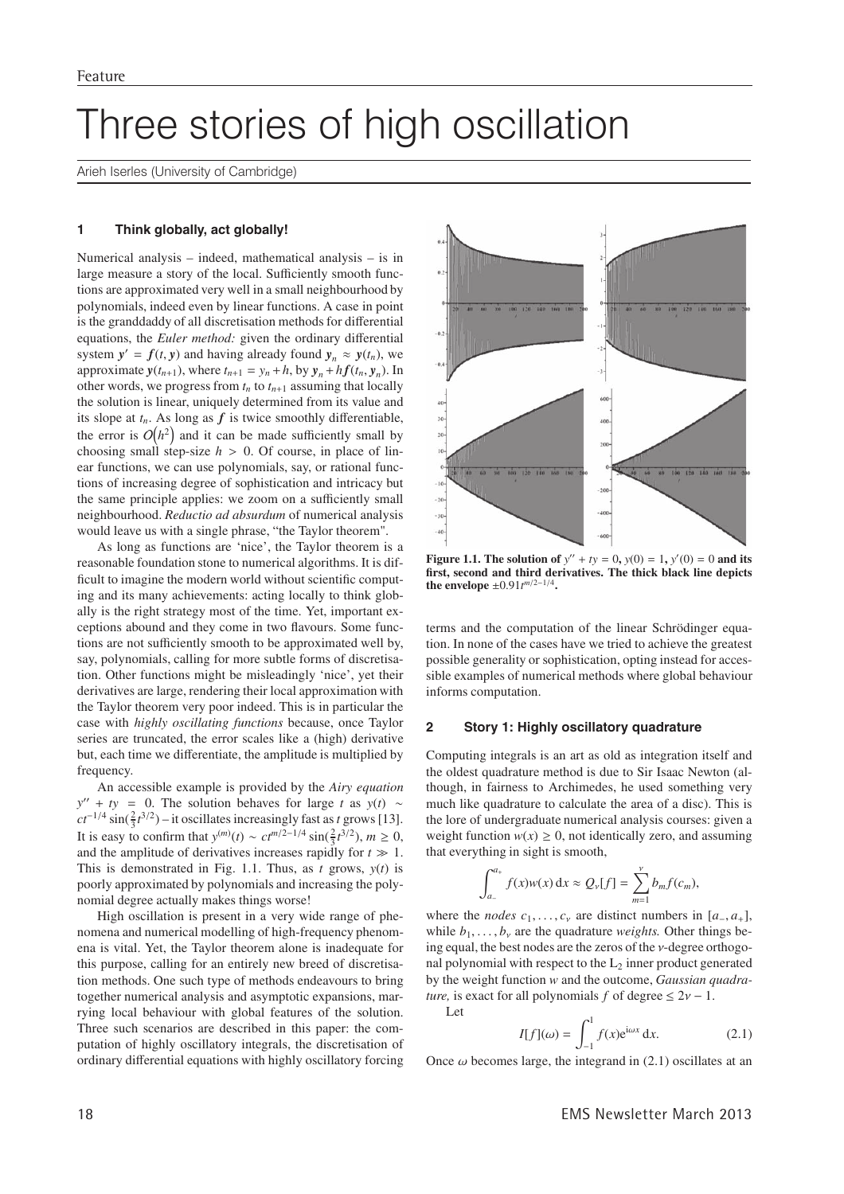# Three stories of high oscillation

Arieh Iserles (University of Cambridge)

## 1 Think globally, act globally!

Numerical analysis – indeed, mathematical analysis – is in large measure a story of the local. Sufficiently smooth functions are approximated very well in a small neighbourhood by polynomials, indeed even by linear functions. A case in point is the granddaddy of all discretisation methods for differential equations, the *Euler method:* given the ordinary differential system $\boldsymbol{y}' = \boldsymbol{f}(t, \boldsymbol{y})$ and having already found $\boldsymbol{y}_n \approx \boldsymbol{y}(t_n)$, we approximate $\boldsymbol{y}(t_{n+1})$, where $t_{n+1} = y_n + h$, by $\boldsymbol{y}_n + h\boldsymbol{f}(t_n, \boldsymbol{y}_n)$. In other words, we progress from $t_n$ to $t_{n+1}$ assuming that locally the solution is linear, uniquely determined from its value and its slope at $t_n$. As long as $\boldsymbol{f}$ is twice smoothly differentiable, the error is $O(h^2)$ and it can be made sufficiently small by choosing small step-size $h > 0$. Of course, in place of linear functions, we can use polynomials, say, or rational functions of increasing degree of sophistication and intricacy but the same principle applies: we zoom on a sufficiently small neighbourhood. *Reductio ad absurdum* of numerical analysis would leave us with a single phrase, "the Taylor theorem".

As long as functions are 'nice', the Taylor theorem is a reasonable foundation stone to numerical algorithms. It is difficult to imagine the modern world without scientific computing and its many achievements: acting locally to think globally is the right strategy most of the time. Yet, important exceptions abound and they come in two flavours. Some functions are not sufficiently smooth to be approximated well by, say, polynomials, calling for more subtle forms of discretisation. Other functions might be misleadingly 'nice', yet their derivatives are large, rendering their local approximation with the Taylor theorem very poor indeed. This is in particular the case with *highly oscillating functions* because, once Taylor series are truncated, the error scales like a (high) derivative but, each time we differentiate, the amplitude is multiplied by frequency.

An accessible example is provided by the *Airy equation* $y'' + ty = 0$. The solution behaves for large $t$ as $y(t) \sim ct^{-1/4}\sin(\frac{2}{3}t^{3/2})$ – it oscillates increasingly fast as $t$ grows [13]. It is easy to confirm that $y^{(m)}(t) \sim ct^{m/2-1/4}\sin(\frac{2}{3}t^{3/2})$, $m \geq 0$, and the amplitude of derivatives increases rapidly for $t \gg 1$. This is demonstrated in Fig. 1.1. Thus, as $t$ grows, $y(t)$ is poorly approximated by polynomials and increasing the polynomial degree actually makes things worse!

High oscillation is present in a very wide range of phenomena and numerical modelling of high-frequency phenomena is vital. Yet, the Taylor theorem alone is inadequate for this purpose, calling for an entirely new breed of discretisation methods. One such type of methods endeavours to bring together numerical analysis and asymptotic expansions, marrying local behaviour with global features of the solution. Three such scenarios are described in this paper: the computation of highly oscillatory integrals, the discretisation of ordinary differential equations with highly oscillatory forcing terms and the computation of the linear Schrödinger equation. In none of the cases have we tried to achieve the greatest possible generality or sophistication, opting instead for accessible examples of numerical methods where global behaviour informs computation.

**Figure 1.1. The solution of $y'' + ty = 0$, $y(0) = 1$, $y'(0) = 0$ and its first, second and third derivatives. The thick black line depicts the envelope $\pm 0.91t^{m/2-1/4}$.**

## 2 Story 1: Highly oscillatory quadrature

Computing integrals is an art as old as integration itself and the oldest quadrature method is due to Sir Isaac Newton (although, in fairness to Archimedes, he used something very much like quadrature to calculate the area of a disc). This is the lore of undergraduate numerical analysis courses: given a weight function $w(x) \geq 0$, not identically zero, and assuming that everything in sight is smooth,

$$\int_{a_-}^{a_+} f(x)w(x)\,\mathrm{d}x \approx Q_\nu[f] = \sum_{m=1}^{\nu} b_m f(c_m),$$

where the *nodes* $c_1, \ldots, c_\nu$ are distinct numbers in $[a_-, a_+]$, while $b_1, \ldots, b_\nu$ are the quadrature *weights.* Other things being equal, the best nodes are the zeros of the $\nu$-degree orthogonal polynomial with respect to the $\mathrm{L}_2$ inner product generated by the weight function $w$ and the outcome, *Gaussian quadrature,* is exact for all polynomials $f$ of degree $\leq 2\nu - 1$.

Let

$$I[f](\omega) = \int_{-1}^{1} f(x)\mathrm{e}^{\mathrm{i}\omega x}\,\mathrm{d}x. \tag{2.1}$$

Once $\omega$ becomes large, the integrand in (2.1) oscillates at an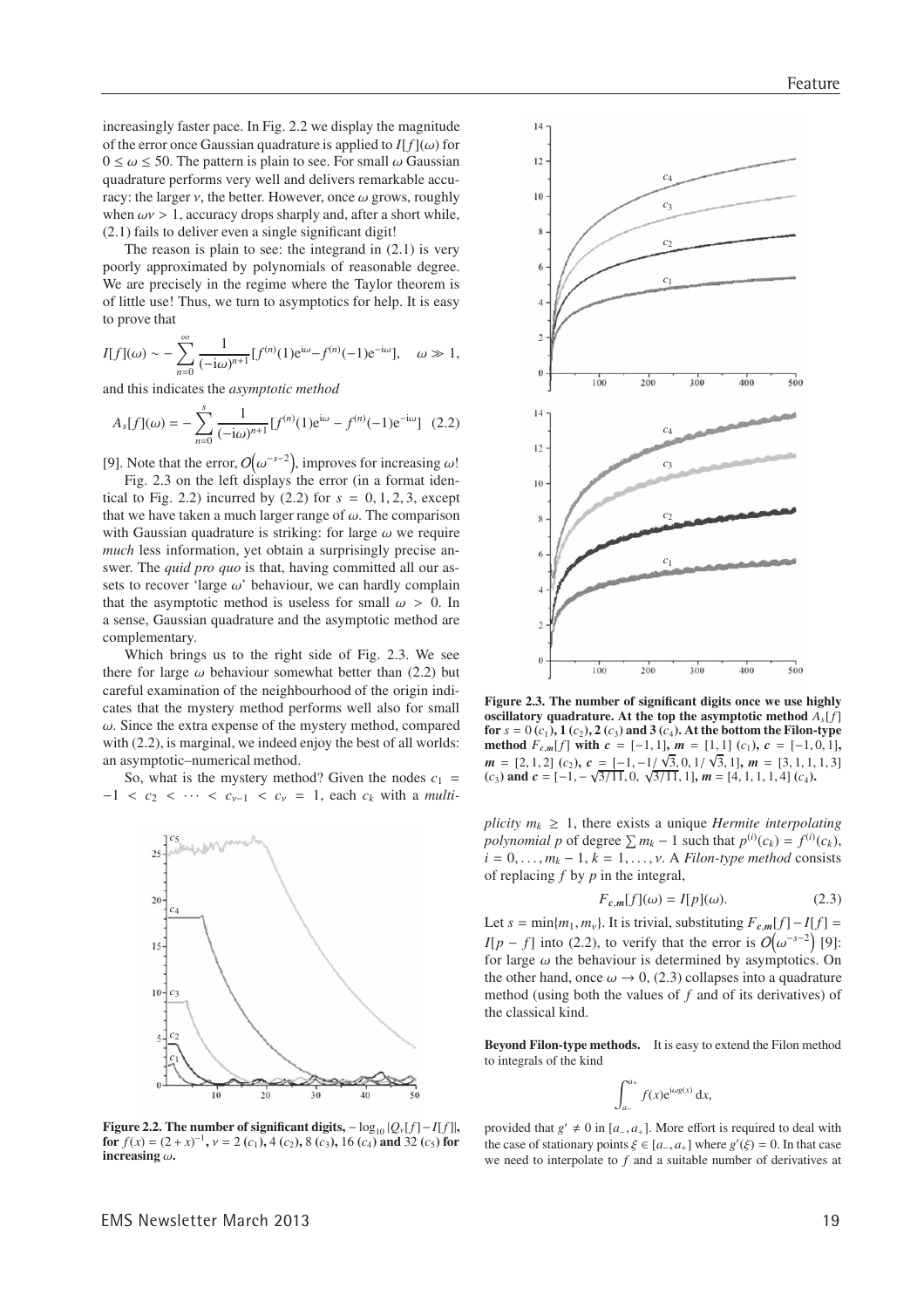increasingly faster pace. In Fig. 2.2 we display the magnitude of the error once Gaussian quadrature is applied to $I[f](\omega)$ for $0 \le \omega \le 50$. The pattern is plain to see. For small $\omega$ Gaussian quadrature performs very well and delivers remarkable accuracy: the larger $\nu$, the better. However, once $\omega$ grows, roughly when $\omega\nu > 1$, accuracy drops sharply and, after a short while, (2.1) fails to deliver even a single significant digit!

The reason is plain to see: the integrand in (2.1) is very poorly approximated by polynomials of reasonable degree. We are precisely in the regime where the Taylor theorem is of little use! Thus, we turn to asymptotics for help. It is easy to prove that

$$I[f](\omega) \sim -\sum_{n=0}^{\infty} \frac{1}{(-\mathrm{i}\omega)^{n+1}} [f^{(n)}(1)\mathrm{e}^{\mathrm{i}\omega} - f^{(n)}(-1)\mathrm{e}^{-\mathrm{i}\omega}], \quad \omega \gg 1,$$

and this indicates the *asymptotic method*

$$A_s[f](\omega) = -\sum_{n=0}^{s} \frac{1}{(-\mathrm{i}\omega)^{n+1}} [f^{(n)}(1)\mathrm{e}^{\mathrm{i}\omega} - f^{(n)}(-1)\mathrm{e}^{-\mathrm{i}\omega}] \quad (2.2)$$

[9]. Note that the error, $\mathcal{O}(\omega^{-s-2})$, improves for increasing $\omega$!

Fig. 2.3 on the left displays the error (in a format identical to Fig. 2.2) incurred by (2.2) for $s = 0, 1, 2, 3$, except that we have taken a much larger range of $\omega$. The comparison with Gaussian quadrature is striking: for large $\omega$ we require *much* less information, yet obtain a surprisingly precise answer. The *quid pro quo* is that, having committed all our assets to recover 'large $\omega$' behaviour, we can hardly complain that the asymptotic method is useless for small $\omega > 0$. In a sense, Gaussian quadrature and the asymptotic method are complementary.

Which brings us to the right side of Fig. 2.3. We see there for large $\omega$ behaviour somewhat better than (2.2) but careful examination of the neighbourhood of the origin indicates that the mystery method performs well also for small $\omega$. Since the extra expense of the mystery method, compared with (2.2), is marginal, we indeed enjoy the best of all worlds: an asymptotic–numerical method.

So, what is the mystery method? Given the nodes $c_1 = -1 < c_2 < \cdots < c_{\nu-1} < c_\nu = 1$, each $c_k$ with a *multiplicity* $m_k \ge 1$, there exists a unique *Hermite interpolating polynomial* $p$ of degree $\sum m_k - 1$ such that $p^{(i)}(c_k) = f^{(i)}(c_k)$, $i = 0, \ldots, m_k - 1$, $k = 1, \ldots, \nu$. A *Filon-type method* consists of replacing $f$ by $p$ in the integral,

$$F_{\boldsymbol{c},\boldsymbol{m}}[f](\omega) = I[p](\omega). \quad (2.3)$$

Let $s = \min\{m_1, m_\nu\}$. It is trivial, substituting $F_{\boldsymbol{c},\boldsymbol{m}}[f] - I[f] = I[p - f]$ into (2.2), to verify that the error is $\mathcal{O}(\omega^{-s-2})$ [9]: for large $\omega$ the behaviour is determined by asymptotics. On the other hand, once $\omega \to 0$, (2.3) collapses into a quadrature method (using both the values of $f$ and of its derivatives) of the classical kind.

**Figure 2.2. The number of significant digits, $-\log_{10}|Q_\nu[f] - I[f]|$, for $f(x) = (2 + x)^{-1}$, $\nu = 2$ ($c_1$), 4 ($c_2$), 8 ($c_3$), 16 ($c_4$) and 32 ($c_5$) for increasing $\omega$.**

**Figure 2.3. The number of significant digits once we use highly oscillatory quadrature. At the top the asymptotic method $A_s[f]$ for $s = 0$ ($c_1$), 1 ($c_2$), 2 ($c_3$) and 3 ($c_4$). At the bottom the Filon-type method $F_{\boldsymbol{c},\boldsymbol{m}}[f]$ with $\boldsymbol{c} = [-1, 1]$, $\boldsymbol{m} = [1, 1]$ ($c_1$), $\boldsymbol{c} = [-1, 0, 1]$, $\boldsymbol{m} = [2, 1, 2]$ ($c_2$), $\boldsymbol{c} = [-1, -1/\sqrt{3}, 0, 1/\sqrt{3}, 1]$, $\boldsymbol{m} = [3, 1, 1, 1, 3]$ ($c_3$) and $\boldsymbol{c} = [-1, -\sqrt{3/11}, 0, \sqrt{3/11}, 1]$, $\boldsymbol{m} = [4, 1, 1, 1, 4]$ ($c_4$).**

**Beyond Filon-type methods.** It is easy to extend the Filon method to integrals of the kind

$$\int_{a_-}^{a_+} f(x)\mathrm{e}^{\mathrm{i}\omega g(x)}\,\mathrm{d}x,$$

provided that $g' \ne 0$ in $[a_-, a_+]$. More effort is required to deal with the case of stationary points $\xi \in [a_-, a_+]$ where $g'(\xi) = 0$. In that case we need to interpolate to $f$ and a suitable number of derivatives at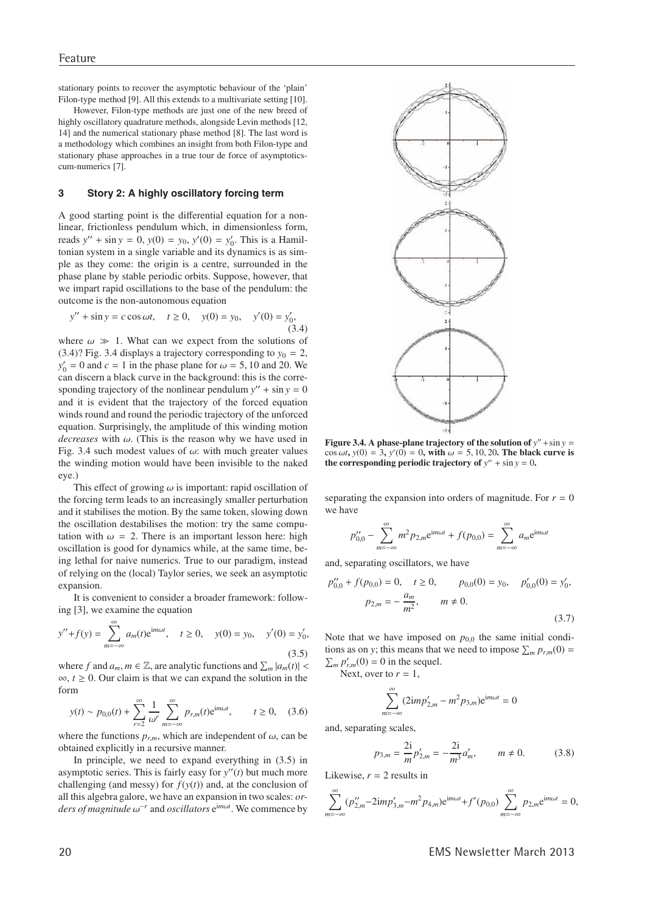stationary points to recover the asymptotic behaviour of the 'plain' Filon-type method [9]. All this extends to a multivariate setting [10].

However, Filon-type methods are just one of the new breed of highly oscillatory quadrature methods, alongside Levin methods [12, 14] and the numerical stationary phase method [8]. The last word is a methodology which combines an insight from both Filon-type and stationary phase approaches in a true tour de force of asymptotics-cum-numerics [7].

## 3 Story 2: A highly oscillatory forcing term

A good starting point is the differential equation for a nonlinear, frictionless pendulum which, in dimensionless form, reads $y'' + \sin y = 0$, $y(0) = y_0$, $y'(0) = y_0'$. This is a Hamiltonian system in a single variable and its dynamics is as simple as they come: the origin is a centre, surrounded in the phase plane by stable periodic orbits. Suppose, however, that we impart rapid oscillations to the base of the pendulum: the outcome is the non-autonomous equation

$$y'' + \sin y = c\cos\omega t, \quad t \geq 0, \quad y(0) = y_0, \quad y'(0) = y_0', \tag{3.4}$$

where $\omega \gg 1$. What can we expect from the solutions of (3.4)? Fig. 3.4 displays a trajectory corresponding to $y_0 = 2$, $y_0' = 0$ and $c = 1$ in the phase plane for $\omega = 5, 10$ and $20$. We can discern a black curve in the background: this is the corresponding trajectory of the nonlinear pendulum $y'' + \sin y = 0$ and it is evident that the trajectory of the forced equation winds round and round the periodic trajectory of the unforced equation. Surprisingly, the amplitude of this winding motion *decreases* with $\omega$. (This is the reason why we have used in Fig. 3.4 such modest values of $\omega$: with much greater values the winding motion would have been invisible to the naked eye.)

This effect of growing $\omega$ is important: rapid oscillation of the forcing term leads to an increasingly smaller perturbation and it stabilises the motion. By the same token, slowing down the oscillation destabilises the motion: try the same computation with $\omega = 2$. There is an important lesson here: high oscillation is good for dynamics while, at the same time, being lethal for naive numerics. True to our paradigm, instead of relying on the (local) Taylor series, we seek an asymptotic expansion.

It is convenient to consider a broader framework: following [3], we examine the equation

$$y'' + f(y) = \sum_{m=-\infty}^{\infty} a_m(t)e^{im\omega t}, \quad t \geq 0, \quad y(0) = y_0, \quad y'(0) = y_0', \tag{3.5}$$

where $f$ and $a_m$, $m \in \mathbb{Z}$, are analytic functions and $\sum_m |a_m(t)| < \infty$, $t \geq 0$. Our claim is that we can expand the solution in the form

$$y(t) \sim p_{0,0}(t) + \sum_{r=2}^{\infty} \frac{1}{\omega^r} \sum_{m=-\infty}^{\infty} p_{r,m}(t)e^{im\omega t}, \quad t \geq 0, \tag{3.6}$$

where the functions $p_{r,m}$, which are independent of $\omega$, can be obtained explicitly in a recursive manner.

In principle, we need to expand everything in (3.5) in asymptotic series. This is fairly easy for $y''(t)$ but much more challenging (and messy) for $f(y(t))$ and, at the conclusion of all this algebra galore, we have an expansion in two scales: *orders of magnitude* $\omega^{-r}$ and *oscillators* $e^{im\omega t}$. We commence by separating the expansion into orders of magnitude. For $r = 0$ we have

$$p_{0,0}'' - \sum_{m=-\infty}^{\infty} m^2 p_{2,m} e^{im\omega t} + f(p_{0,0}) = \sum_{m=-\infty}^{\infty} a_m e^{im\omega t}$$

and, separating oscillators, we have

$$p_{0,0}'' + f(p_{0,0}) = 0, \quad t \geq 0, \quad p_{0,0}(0) = y_0, \quad p_{0,0}'(0) = y_0',$$
$$p_{2,m} = -\frac{a_m}{m^2}, \quad m \neq 0. \tag{3.7}$$

Note that we have imposed on $p_{0,0}$ the same initial conditions as on $y$; this means that we need to impose $\sum_m p_{r,m}(0) = \sum_m p_{r,m}'(0) = 0$ in the sequel.

Next, over to $r = 1$,

$$\sum_{m=-\infty}^{\infty} (2imp_{2,m}' - m^2 p_{3,m})e^{im\omega t} = 0$$

and, separating scales,

$$p_{3,m} = \frac{2i}{m}p_{2,m}' = -\frac{2i}{m^3}a_m', \quad m \neq 0. \tag{3.8}$$

Likewise, $r = 2$ results in

$$\sum_{m=-\infty}^{\infty} (p_{2,m}'' - 2imp_{3,m}' - m^2 p_{4,m})e^{im\omega t} + f'(p_{0,0}) \sum_{m=-\infty}^{\infty} p_{2,m}e^{im\omega t} = 0,$$

**Figure 3.4. A phase-plane trajectory of the solution of $y'' + \sin y = \cos\omega t$, $y(0) = 3$, $y'(0) = 0$, with $\omega = 5, 10, 20$. The black curve is the corresponding periodic trajectory of $y'' + \sin y = 0$.**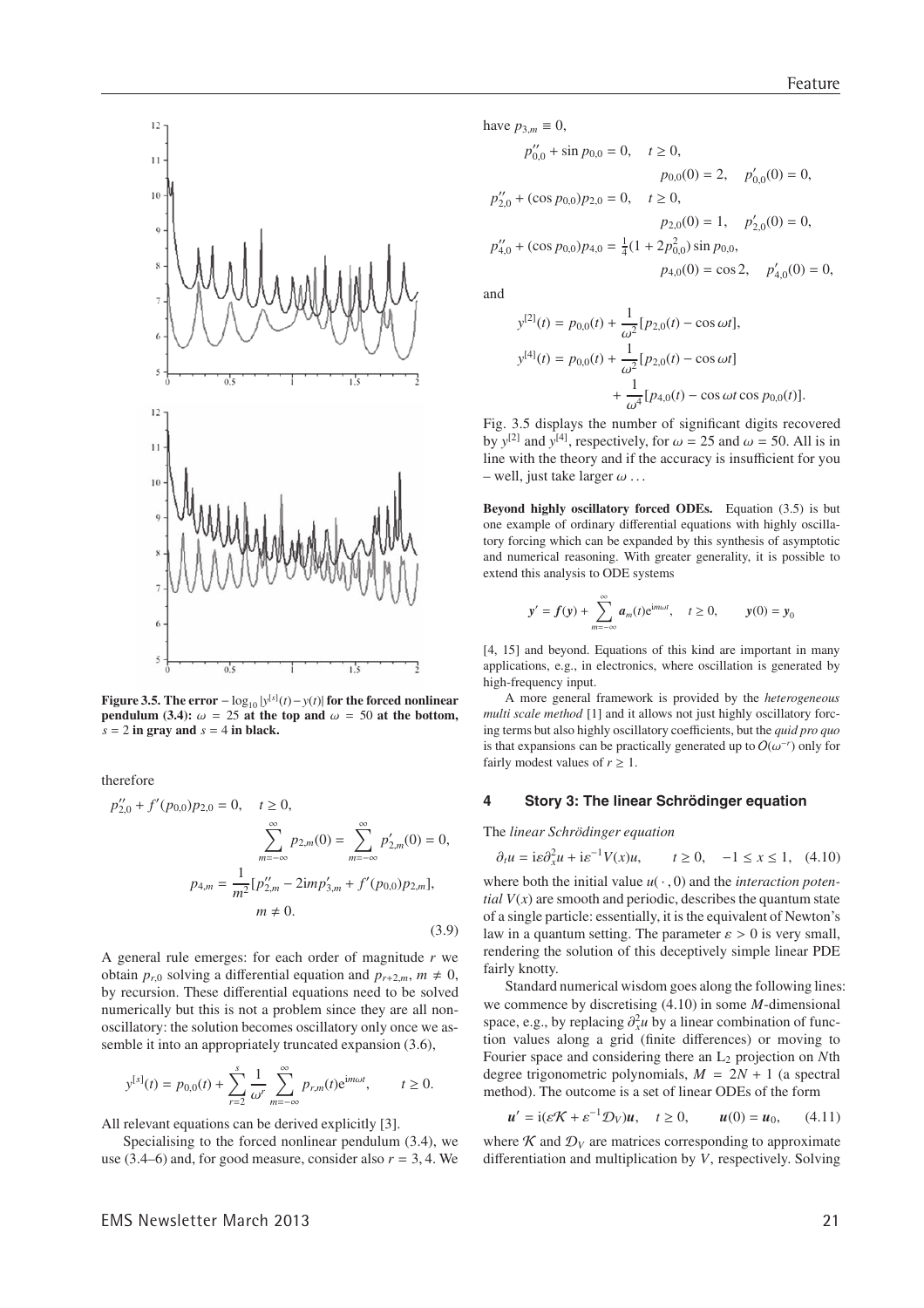**Figure 3.5. The error $-\log_{10}|y^{[s]}(t) - y(t)|$ for the forced nonlinear pendulum (3.4): $\omega = 25$ at the top and $\omega = 50$ at the bottom, $s = 2$ in gray and $s = 4$ in black.**

therefore

$$
\begin{aligned}
p''_{2,0} + f'(p_{0,0})p_{2,0} = 0, \quad t \geq 0,& \\
\sum_{m=-\infty}^{\infty} p_{2,m}(0) = \sum_{m=-\infty}^{\infty} p'_{2,m}(0) = 0,& \\
p_{4,m} = \frac{1}{m^2}[p''_{2,m} - 2\mathrm{i}mp'_{3,m} + f'(p_{0,0})p_{2,m}],& \\
m \neq 0.&
\end{aligned}
\tag{3.9}
$$

A general rule emerges: for each order of magnitude $r$ we obtain $p_{r,0}$ solving a differential equation and $p_{r+2,m}$, $m \neq 0$, by recursion. These differential equations need to be solved numerically but this is not a problem since they are all non-oscillatory: the solution becomes oscillatory only once we assemble it into an appropriately truncated expansion (3.6),

$$
y^{[s]}(t) = p_{0,0}(t) + \sum_{r=2}^{s} \frac{1}{\omega^r} \sum_{m=-\infty}^{\infty} p_{r,m}(t)\mathrm{e}^{\mathrm{i}m\omega t}, \qquad t \geq 0.
$$

All relevant equations can be derived explicitly [3].

Specialising to the forced nonlinear pendulum (3.4), we use (3.4–6) and, for good measure, consider also $r = 3, 4$. We have $p_{3,m} \equiv 0$,

$$
\begin{aligned}
&p''_{0,0} + \sin p_{0,0} = 0, \quad t \geq 0, \\
&\qquad\qquad p_{0,0}(0) = 2, \quad p'_{0,0}(0) = 0, \\
&p''_{2,0} + (\cos p_{0,0})p_{2,0} = 0, \quad t \geq 0, \\
&\qquad\qquad p_{2,0}(0) = 1, \quad p'_{2,0}(0) = 0, \\
&p''_{4,0} + (\cos p_{0,0})p_{4,0} = \tfrac{1}{4}(1 + 2p_{0,0}^2)\sin p_{0,0}, \\
&\qquad\qquad p_{4,0}(0) = \cos 2, \quad p'_{4,0}(0) = 0,
\end{aligned}
$$

and

$$
\begin{aligned}
y^{[2]}(t) &= p_{0,0}(t) + \frac{1}{\omega^2}[p_{2,0}(t) - \cos\omega t], \\
y^{[4]}(t) &= p_{0,0}(t) + \frac{1}{\omega^2}[p_{2,0}(t) - \cos\omega t] \\
&\quad + \frac{1}{\omega^4}[p_{4,0}(t) - \cos\omega t \cos p_{0,0}(t)].
\end{aligned}
$$

Fig. 3.5 displays the number of significant digits recovered by $y^{[2]}$ and $y^{[4]}$, respectively, for $\omega = 25$ and $\omega = 50$. All is in line with the theory and if the accuracy is insufficient for you – well, just take larger $\omega$ …

**Beyond highly oscillatory forced ODEs.** Equation (3.5) is but one example of ordinary differential equations with highly oscillatory forcing which can be expanded by this synthesis of asymptotic and numerical reasoning. With greater generality, it is possible to extend this analysis to ODE systems

$$
\boldsymbol{y}' = \boldsymbol{f}(\boldsymbol{y}) + \sum_{m=-\infty}^{\infty} \boldsymbol{a}_m(t)\mathrm{e}^{\mathrm{i}m\omega t}, \quad t \geq 0, \qquad \boldsymbol{y}(0) = \boldsymbol{y}_0
$$

[4, 15] and beyond. Equations of this kind are important in many applications, e.g., in electronics, where oscillation is generated by high-frequency input.

A more general framework is provided by the *heterogeneous multi scale method* [1] and it allows not just highly oscillatory forcing terms but also highly oscillatory coefficients, but the *quid pro quo* is that expansions can be practically generated up to $\mathcal{O}(\omega^{-r})$ only for fairly modest values of $r \geq 1$.

## 4 Story 3: The linear Schrödinger equation

The *linear Schrödinger equation*

$$
\partial_t u = \mathrm{i}\varepsilon\partial_x^2 u + \mathrm{i}\varepsilon^{-1}V(x)u, \qquad t \geq 0, \quad -1 \leq x \leq 1, \tag{4.10}
$$

where both the initial value $u(\,\cdot\,, 0)$ and the *interaction potential* $V(x)$ are smooth and periodic, describes the quantum state of a single particle: essentially, it is the equivalent of Newton's law in a quantum setting. The parameter $\varepsilon > 0$ is very small, rendering the solution of this deceptively simple linear PDE fairly knotty.

Standard numerical wisdom goes along the following lines: we commence by discretising (4.10) in some $M$-dimensional space, e.g., by replacing $\partial_x^2 u$ by a linear combination of function values along a grid (finite differences) or moving to Fourier space and considering there an $\mathrm{L}_2$ projection on $N$th degree trigonometric polynomials, $M = 2N + 1$ (a spectral method). The outcome is a set of linear ODEs of the form

$$
\boldsymbol{u}' = \mathrm{i}(\varepsilon\mathcal{K} + \varepsilon^{-1}\mathcal{D}_V)\boldsymbol{u}, \quad t \geq 0, \qquad \boldsymbol{u}(0) = \boldsymbol{u}_0, \tag{4.11}
$$

where $\mathcal{K}$ and $\mathcal{D}_V$ are matrices corresponding to approximate differentiation and multiplication by $V$, respectively. Solving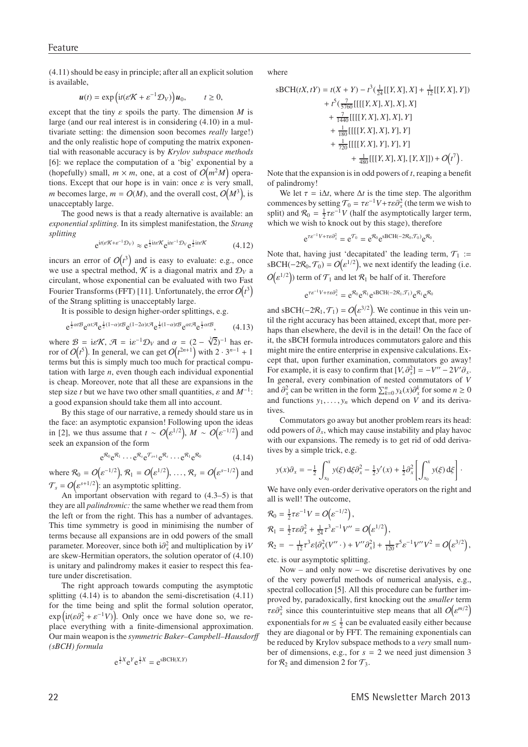(4.11) should be easy in principle; after all an explicit solution is available,

$$\boldsymbol{u}(t) = \exp\left(\mathrm{i}t(\varepsilon\mathcal{K} + \varepsilon^{-1}\mathcal{D}_V)\right)\boldsymbol{u}_0, \qquad t \geq 0,$$

except that the tiny $\varepsilon$ spoils the party. The dimension $M$ is large (and our real interest is in considering (4.10) in a multivariate setting: the dimension soon becomes *really* large!) and the only realistic hope of computing the matrix exponential with reasonable accuracy is by *Krylov subspace methods* [6]: we replace the computation of a 'big' exponential by a (hopefully) small, $m \times m$, one, at a cost of $\mathcal{O}\left(m^2 M\right)$ operations. Except that our hope is in vain: once $\varepsilon$ is very small, $m$ becomes large, $m = \mathcal{O}(M)$, and the overall cost, $\mathcal{O}\left(M^3\right)$, is unacceptably large.

The good news is that a ready alternative is available: an *exponential splitting*. In its simplest manifestation, the *Strang splitting*

$$\mathrm{e}^{\mathrm{i}t(\varepsilon\mathcal{K}+\varepsilon^{-1}\mathcal{D}_V)} \approx \mathrm{e}^{\frac{1}{2}\mathrm{i}t\varepsilon\mathcal{K}}\mathrm{e}^{\mathrm{i}t\varepsilon^{-1}\mathcal{D}_V}\mathrm{e}^{\frac{1}{2}\mathrm{i}t\varepsilon\mathcal{K}} \tag{4.12}$$

incurs an error of $\mathcal{O}\left(t^3\right)$ and is easy to evaluate: e.g., once we use a spectral method, $\mathcal{K}$ is a diagonal matrix and $\mathcal{D}_V$ a circulant, whose exponential can be evaluated with two Fast Fourier Transforms (FFT) [11]. Unfortunately, the error $\mathcal{O}\left(t^3\right)$ of the Strang splitting is unacceptably large.

It is possible to design higher-order splittings, e.g.

$$\mathrm{e}^{\frac{1}{2}\alpha t\mathcal{B}}\mathrm{e}^{\alpha t\mathcal{A}}\mathrm{e}^{\frac{1}{2}(1-\alpha)t\mathcal{B}}\mathrm{e}^{(1-2\alpha)t\mathcal{A}}\mathrm{e}^{\frac{1}{2}(1-\alpha)t\mathcal{B}}\mathrm{e}^{\alpha t\mathcal{A}}\mathrm{e}^{\frac{1}{2}\alpha t\mathcal{B}}, \tag{4.13}$$

where $\mathcal{B} = \mathrm{i}\varepsilon\mathcal{K}$, $\mathcal{A} = \mathrm{i}\varepsilon^{-1}\mathcal{D}_V$ and $\alpha = (2 - \sqrt[3]{2})^{-1}$ has error of $\mathcal{O}\left(t^5\right)$. In general, we can get $\mathcal{O}\left(t^{2n+1}\right)$ with $2 \cdot 3^{n-1} + 1$ terms but this is simply much too much for practical computation with large $n$, even though each individual exponential is cheap. Moreover, note that all these are expansions in the step size $t$ but we have two other small quantities, $\varepsilon$ and $M^{-1}$: a good expansion should take them all into account.

By this stage of our narrative, a remedy should stare us in the face: an asymptotic expansion! Following upon the ideas in [2], we thus assume that $t \sim \mathcal{O}\left(\varepsilon^{1/2}\right)$, $M \sim \mathcal{O}\left(\varepsilon^{-1/2}\right)$ and seek an expansion of the form

$$\mathrm{e}^{\mathcal{R}_0}\mathrm{e}^{\mathcal{R}_1}\cdots\mathrm{e}^{\mathcal{R}_s}\mathrm{e}^{\mathcal{T}_{s+1}}\mathrm{e}^{\mathcal{R}_s}\cdots\mathrm{e}^{\mathcal{R}_1}\mathrm{e}^{\mathcal{R}_0} \tag{4.14}$$

where $\mathcal{R}_0 = \mathcal{O}\left(\varepsilon^{-1/2}\right)$, $\mathcal{R}_1 = \mathcal{O}\left(\varepsilon^{1/2}\right)$, $\ldots$, $\mathcal{R}_s = \mathcal{O}\left(\varepsilon^{s-1/2}\right)$ and $\mathcal{T}_s = \mathcal{O}\left(\varepsilon^{s+1/2}\right)$: an asymptotic splitting.

An important observation with regard to (4.3–5) is that they are all *palindromic:* the same whether we read them from the left or from the right. This has a number of advantages. This time symmetry is good in minimising the number of terms because all expansions are in odd powers of the small parameter. Moreover, since both $\mathrm{i}\partial_x^2$ and multiplication by $\mathrm{i}V$ are skew-Hermitian operators, the solution operator of (4.10) is unitary and palindromy makes it easier to respect this feature under discretisation.

The right approach towards computing the asymptotic splitting (4.14) is to abandon the semi-discretisation (4.11) for the time being and split the formal solution operator, $\exp\left(\mathrm{i}t(\varepsilon\partial_x^2 + \varepsilon^{-1}V)\right)$. Only once we have done so, we replace everything with a finite-dimensional approximation. Our main weapon is the *symmetric Baker–Campbell–Hausdorff (sBCH) formula*

$$\mathrm{e}^{\frac{1}{2}X}\mathrm{e}^{Y}\mathrm{e}^{\frac{1}{2}X} = \mathrm{e}^{\mathrm{sBCH}(X,Y)}$$

where

$$\begin{aligned}
\mathrm{sBCH}(tX, tY) = {} & t(X+Y) - t^3\left(\tfrac{1}{24}[[Y,X],X] + \tfrac{1}{12}[[Y,X],Y]\right) \\
& + t^5\left(\tfrac{7}{5760}[[[[Y,X],X],X],X]\right. \\
& + \tfrac{7}{1440}[[[[Y,X],X],X],Y] \\
& + \tfrac{1}{180}[[[[Y,X],X],Y],Y] \\
& + \tfrac{1}{720}[[[[Y,X],Y],Y],Y] \\
& \left. + \tfrac{1}{480}[[[Y,X],X],[Y,X]]\right) + \mathcal{O}\left(t^7\right).
\end{aligned}$$

Note that the expansion is in odd powers of $t$, reaping a benefit of palindromy!

We let $\tau = \mathrm{i}\Delta t$, where $\Delta t$ is the time step. The algorithm commences by setting $\mathcal{T}_0 = \tau\varepsilon^{-1}V + \tau\varepsilon\partial_x^2$ (the term we wish to split) and $\mathcal{R}_0 = \frac{1}{2}\tau\varepsilon^{-1}V$ (half the asymptotically larger term, which we wish to knock out by this stage), therefore

$$\mathrm{e}^{\tau\varepsilon^{-1}V+\tau\varepsilon\partial_x^2} = \mathrm{e}^{\mathcal{T}_0} = \mathrm{e}^{\mathcal{R}_0}\mathrm{e}^{\mathrm{sBCH}(-2\mathcal{R}_0,\mathcal{T}_0)}\mathrm{e}^{\mathcal{R}_0}.$$

Note that, having just 'decapitated' the leading term, $\mathcal{T}_1 := \mathrm{sBCH}(-2\mathcal{R}_0, \mathcal{T}_0) = \mathcal{O}\left(\varepsilon^{1/2}\right)$, we next identify the leading (i.e. $\mathcal{O}\left(\varepsilon^{1/2}\right)$) term of $\mathcal{T}_1$ and let $\mathcal{R}_1$ be half of it. Therefore

$$\mathrm{e}^{\tau\varepsilon^{-1}V+\tau\varepsilon\partial_x^2} = \mathrm{e}^{\mathcal{R}_0}\mathrm{e}^{\mathcal{R}_1}\mathrm{e}^{\mathrm{sBCH}(-2\mathcal{R}_1,\mathcal{T}_1)}\mathrm{e}^{\mathcal{R}_1}\mathrm{e}^{\mathcal{R}_0}$$

and $\mathrm{sBCH}(-2\mathcal{R}_1, \mathcal{T}_1) = \mathcal{O}\left(\varepsilon^{3/2}\right)$. We continue in this vein until the right accuracy has been attained, except that, more perhaps than elsewhere, the devil is in the detail! On the face of it, the sBCH formula introduces commutators galore and this might mire the entire enterprise in expensive calculations. Except that, upon further examination, commutators go away! For example, it is easy to confirm that $[V, \partial_x^2] = -V'' - 2V'\partial_x$. In general, every combination of nested commutators of $V$ and $\partial_x^2$ can be written in the form $\sum_{k=0}^{n} y_k(x)\partial_x^k$ for some $n \geq 0$ and functions $y_1, \ldots, y_n$ which depend on $V$ and its derivatives.

Commutators go away but another problem rears its head: odd powers of $\partial_x$, which may cause instability and play havoc with our expansions. The remedy is to get rid of odd derivatives by a simple trick, e.g.

$$y(x)\partial_x = -\frac{1}{2}\int_{x_0}^{x} y(\xi)\,\mathrm{d}\xi\,\partial_x^2 - \frac{1}{2}y'(x) + \frac{1}{2}\partial_x^2\left[\int_{x_0}^{x} y(\xi)\,\mathrm{d}\xi\right]\cdot$$

We have only even-order derivative operators on the right and all is well! The outcome,

$$\begin{aligned}
\mathcal{R}_0 &= \tfrac{1}{2}\tau\varepsilon^{-1}V = \mathcal{O}\left(\varepsilon^{-1/2}\right), \\
\mathcal{R}_1 &= \tfrac{1}{2}\tau\varepsilon\partial_x^2 + \tfrac{1}{24}\tau^3\varepsilon^{-1}V'' = \mathcal{O}\left(\varepsilon^{1/2}\right), \\
\mathcal{R}_2 &= -\tfrac{1}{12}\tau^3\varepsilon\{\partial_x^2(V''\,\cdot) + V''\partial_x^2\} + \tfrac{1}{120}\tau^5\varepsilon^{-1}V''V^2 = \mathcal{O}\left(\varepsilon^{3/2}\right),
\end{aligned}$$

etc. is our asymptotic splitting.

Now – and only now – we discretise derivatives by one of the very powerful methods of numerical analysis, e.g., spectral collocation [5]. All this procedure can be further improved by, paradoxically, first knocking out the *smaller* term $\tau\varepsilon\partial_x^2$ since this counterintuitive step means that all $\mathcal{O}\left(\varepsilon^{m/2}\right)$ exponentials for $m \leq \frac{1}{2}$ can be evaluated easily either because they are diagonal or by FFT. The remaining exponentials can be reduced by Krylov subspace methods to a *very* small number of dimensions, e.g., for $s = 2$ we need just dimension 3 for $\mathcal{R}_2$ and dimension 2 for $\mathcal{T}_3$.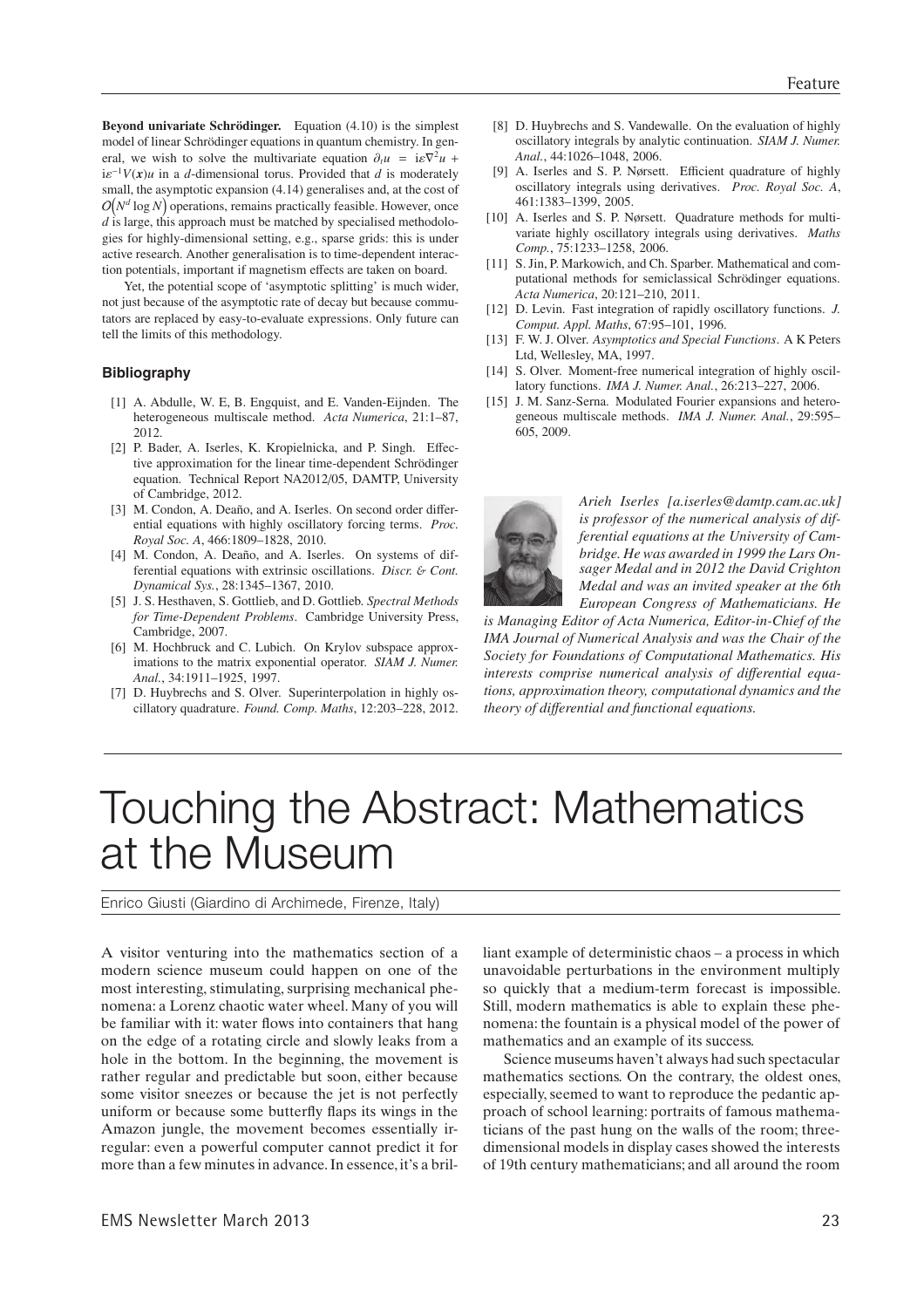**Beyond univariate Schrödinger.** Equation (4.10) is the simplest model of linear Schrödinger equations in quantum chemistry. In general, we wish to solve the multivariate equation $\partial_t u = i\varepsilon\nabla^2 u + i\varepsilon^{-1}V(\boldsymbol{x})u$ in a $d$-dimensional torus. Provided that $d$ is moderately small, the asymptotic expansion (4.14) generalises and, at the cost of $O\left(N^d \log N\right)$ operations, remains practically feasible. However, once $d$ is large, this approach must be matched by specialised methodologies for highly-dimensional setting, e.g., sparse grids: this is under active research. Another generalisation is to time-dependent interaction potentials, important if magnetism effects are taken on board.

Yet, the potential scope of 'asymptotic splitting' is much wider, not just because of the asymptotic rate of decay but because commutators are replaced by easy-to-evaluate expressions. Only future can tell the limits of this methodology.

### Bibliography

[1] A. Abdulle, W. E, B. Engquist, and E. Vanden-Eijnden. The heterogeneous multiscale method. *Acta Numerica*, 21:1–87, 2012.

[2] P. Bader, A. Iserles, K. Kropielnicka, and P. Singh. Effective approximation for the linear time-dependent Schrödinger equation. Technical Report NA2012/05, DAMTP, University of Cambridge, 2012.

[3] M. Condon, A. Deaño, and A. Iserles. On second order differential equations with highly oscillatory forcing terms. *Proc. Royal Soc. A*, 466:1809–1828, 2010.

[4] M. Condon, A. Deaño, and A. Iserles. On systems of differential equations with extrinsic oscillations. *Discr. & Cont. Dynamical Sys.*, 28:1345–1367, 2010.

[5] J. S. Hesthaven, S. Gottlieb, and D. Gottlieb. *Spectral Methods for Time-Dependent Problems*. Cambridge University Press, Cambridge, 2007.

[6] M. Hochbruck and C. Lubich. On Krylov subspace approximations to the matrix exponential operator. *SIAM J. Numer. Anal.*, 34:1911–1925, 1997.

[7] D. Huybrechs and S. Olver. Superinterpolation in highly oscillatory quadrature. *Found. Comp. Maths*, 12:203–228, 2012.

[8] D. Huybrechs and S. Vandewalle. On the evaluation of highly oscillatory integrals by analytic continuation. *SIAM J. Numer. Anal.*, 44:1026–1048, 2006.

[9] A. Iserles and S. P. Nørsett. Efficient quadrature of highly oscillatory integrals using derivatives. *Proc. Royal Soc. A*, 461:1383–1399, 2005.

[10] A. Iserles and S. P. Nørsett. Quadrature methods for multivariate highly oscillatory integrals using derivatives. *Maths Comp.*, 75:1233–1258, 2006.

[11] S. Jin, P. Markowich, and Ch. Sparber. Mathematical and computational methods for semiclassical Schrödinger equations. *Acta Numerica*, 20:121–210, 2011.

[12] D. Levin. Fast integration of rapidly oscillatory functions. *J. Comput. Appl. Maths*, 67:95–101, 1996.

[13] F. W. J. Olver. *Asymptotics and Special Functions*. A K Peters Ltd, Wellesley, MA, 1997.

[14] S. Olver. Moment-free numerical integration of highly oscillatory functions. *IMA J. Numer. Anal.*, 26:213–227, 2006.

[15] J. M. Sanz-Serna. Modulated Fourier expansions and heterogeneous multiscale methods. *IMA J. Numer. Anal.*, 29:595–605, 2009.

*Arieh Iserles [a.iserles@damtp.cam.ac.uk] is professor of the numerical analysis of differential equations at the University of Cambridge. He was awarded in 1999 the Lars Onsager Medal and in 2012 the David Crighton Medal and was an invited speaker at the 6th European Congress of Mathematicians. He is Managing Editor of Acta Numerica, Editor-in-Chief of the IMA Journal of Numerical Analysis and was the Chair of the Society for Foundations of Computational Mathematics. His interests comprise numerical analysis of differential equations, approximation theory, computational dynamics and the theory of differential and functional equations.*

# Touching the Abstract: Mathematics at the Museum

Enrico Giusti (Giardino di Archimede, Firenze, Italy)

A visitor venturing into the mathematics section of a modern science museum could happen on one of the most interesting, stimulating, surprising mechanical phenomena: a Lorenz chaotic water wheel. Many of you will be familiar with it: water flows into containers that hang on the edge of a rotating circle and slowly leaks from a hole in the bottom. In the beginning, the movement is rather regular and predictable but soon, either because some visitor sneezes or because the jet is not perfectly uniform or because some butterfly flaps its wings in the Amazon jungle, the movement becomes essentially irregular: even a powerful computer cannot predict it for more than a few minutes in advance. In essence, it's a brilliant example of deterministic chaos – a process in which unavoidable perturbations in the environment multiply so quickly that a medium-term forecast is impossible. Still, modern mathematics is able to explain these phenomena: the fountain is a physical model of the power of mathematics and an example of its success.

Science museums haven't always had such spectacular mathematics sections. On the contrary, the oldest ones, especially, seemed to want to reproduce the pedantic approach of school learning: portraits of famous mathematicians of the past hung on the walls of the room; three-dimensional models in display cases showed the interests of 19th century mathematicians; and all around the room